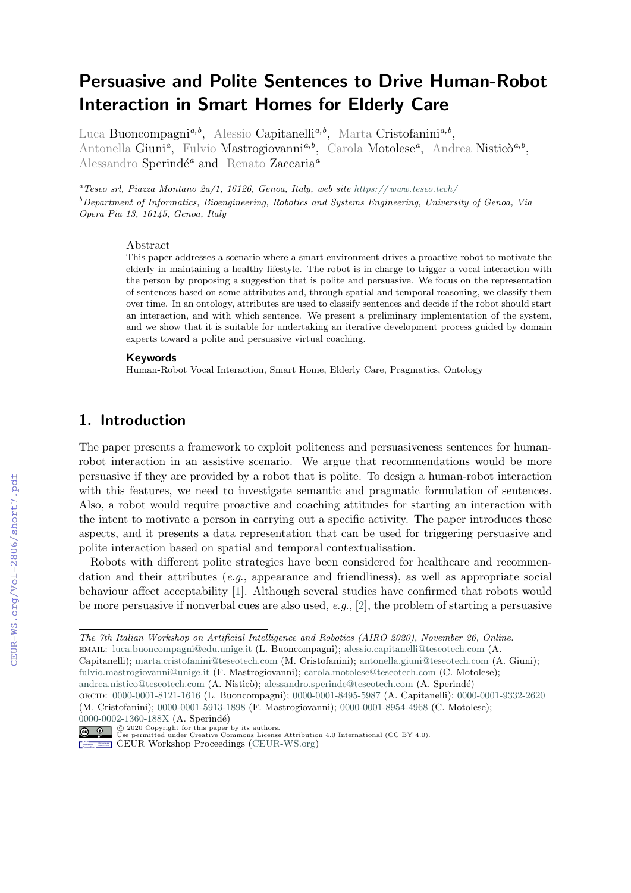# Persuasive and Polite Sentences to Drive Human-Robot Interaction in Smart Homes for Elderly Care

Luca Buoncompagni[a,b], Alessio Capitanelli[a,b], Marta Cristofanini[a,b], Antonella Giuni[a], Fulvio Mastrogiovanni[a,b], Carola Motolese[a], Andrea Nisticò[a,b], Alessandro Sperindé[a] and Renato Zaccaria[a]

[a] *Teseo srl, Piazza Montano 2a/1, 16126, Genoa, Italy, web site https://www.teseo.tech/*

[b] *Department of Informatics, Bioengineering, Robotics and Systems Engineering, University of Genoa, Via Opera Pia 13, 16145, Genoa, Italy*

## Abstract

This paper addresses a scenario where a smart environment drives a proactive robot to motivate the elderly in maintaining a healthy lifestyle. The robot is in charge to trigger a vocal interaction with the person by proposing a suggestion that is polite and persuasive. We focus on the representation of sentences based on some attributes and, through spatial and temporal reasoning, we classify them over time. In an ontology, attributes are used to classify sentences and decide if the robot should start an interaction, and with which sentence. We present a preliminary implementation of the system, and we show that it is suitable for undertaking an iterative development process guided by domain experts toward a polite and persuasive virtual coaching.

### Keywords

Human-Robot Vocal Interaction, Smart Home, Elderly Care, Pragmatics, Ontology

## 1. Introduction

The paper presents a framework to exploit politeness and persuasiveness sentences for human-robot interaction in an assistive scenario. We argue that recommendations would be more persuasive if they are provided by a robot that is polite. To design a human-robot interaction with this features, we need to investigate semantic and pragmatic formulation of sentences. Also, a robot would require proactive and coaching attitudes for starting an interaction with the intent to motivate a person in carrying out a specific activity. The paper introduces those aspects, and it presents a data representation that can be used for triggering persuasive and polite interaction based on spatial and temporal contextualisation.

Robots with different polite strategies have been considered for healthcare and recommendation and their attributes (*e.g.*, appearance and friendliness), as well as appropriate social behaviour affect acceptability [1]. Although several studies have confirmed that robots would be more persuasive if nonverbal cues are also used, *e.g.*, [2], the problem of starting a persuasive

---

*The 7th Italian Workshop on Artificial Intelligence and Robotics (AIRO 2020), November 26, Online.*
EMAIL: luca.buoncompagni@edu.unige.it (L. Buoncompagni); alessio.capitanelli@teseotech.com (A. Capitanelli); marta.cristofanini@teseotech.com (M. Cristofanini); antonella.giuni@teseotech.com (A. Giuni); fulvio.mastrogiovanni@unige.it (F. Mastrogiovanni); carola.motolese@teseotech.com (C. Motolese); andrea.nistico@teseotech.com (A. Nisticò); alessandro.sperinde@teseotech.com (A. Sperindé)
ORCID: 0000-0001-8121-1616 (L. Buoncompagni); 0000-0001-8495-5987 (A. Capitanelli); 0000-0001-9332-2620 (M. Cristofanini); 0000-0001-5913-1898 (F. Mastrogiovanni); 0000-0001-8954-4968 (C. Motolese); 0000-0002-1360-188X (A. Sperindé)
© 2020 Copyright for this paper by its authors. Use permitted under Creative Commons License Attribution 4.0 International (CC BY 4.0).
CEUR Workshop Proceedings (CEUR-WS.org)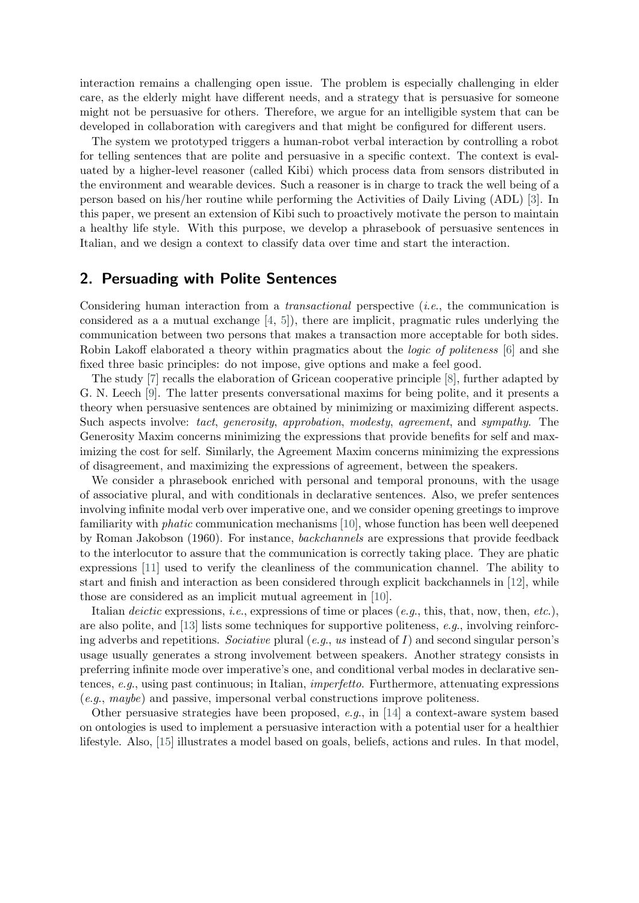interaction remains a challenging open issue. The problem is especially challenging in elder care, as the elderly might have different needs, and a strategy that is persuasive for someone might not be persuasive for others. Therefore, we argue for an intelligible system that can be developed in collaboration with caregivers and that might be configured for different users.

The system we prototyped triggers a human-robot verbal interaction by controlling a robot for telling sentences that are polite and persuasive in a specific context. The context is evaluated by a higher-level reasoner (called Kibi) which process data from sensors distributed in the environment and wearable devices. Such a reasoner is in charge to track the well being of a person based on his/her routine while performing the Activities of Daily Living (ADL) [3]. In this paper, we present an extension of Kibi such to proactively motivate the person to maintain a healthy life style. With this purpose, we develop a phrasebook of persuasive sentences in Italian, and we design a context to classify data over time and start the interaction.

## 2. Persuading with Polite Sentences

Considering human interaction from a *transactional* perspective (*i.e.*, the communication is considered as a a mutual exchange [4, 5]), there are implicit, pragmatic rules underlying the communication between two persons that makes a transaction more acceptable for both sides. Robin Lakoff elaborated a theory within pragmatics about the *logic of politeness* [6] and she fixed three basic principles: do not impose, give options and make a feel good.

The study [7] recalls the elaboration of Gricean cooperative principle [8], further adapted by G. N. Leech [9]. The latter presents conversational maxims for being polite, and it presents a theory when persuasive sentences are obtained by minimizing or maximizing different aspects. Such aspects involve: *tact*, *generosity*, *approbation*, *modesty*, *agreement*, and *sympathy*. The Generosity Maxim concerns minimizing the expressions that provide benefits for self and maximizing the cost for self. Similarly, the Agreement Maxim concerns minimizing the expressions of disagreement, and maximizing the expressions of agreement, between the speakers.

We consider a phrasebook enriched with personal and temporal pronouns, with the usage of associative plural, and with conditionals in declarative sentences. Also, we prefer sentences involving infinite modal verb over imperative one, and we consider opening greetings to improve familiarity with *phatic* communication mechanisms [10], whose function has been well deepened by Roman Jakobson (1960). For instance, *backchannels* are expressions that provide feedback to the interlocutor to assure that the communication is correctly taking place. They are phatic expressions [11] used to verify the cleanliness of the communication channel. The ability to start and finish and interaction as been considered through explicit backchannels in [12], while those are considered as an implicit mutual agreement in [10].

Italian *deictic* expressions, *i.e.*, expressions of time or places (*e.g.*, this, that, now, then, *etc.*), are also polite, and [13] lists some techniques for supportive politeness, *e.g.*, involving reinforcing adverbs and repetitions. *Sociative* plural (*e.g.*, *us* instead of *I*) and second singular person's usage usually generates a strong involvement between speakers. Another strategy consists in preferring infinite mode over imperative's one, and conditional verbal modes in declarative sentences, *e.g.*, using past continuous; in Italian, *imperfetto*. Furthermore, attenuating expressions (*e.g.*, *maybe*) and passive, impersonal verbal constructions improve politeness.

Other persuasive strategies have been proposed, *e.g.*, in [14] a context-aware system based on ontologies is used to implement a persuasive interaction with a potential user for a healthier lifestyle. Also, [15] illustrates a model based on goals, beliefs, actions and rules. In that model,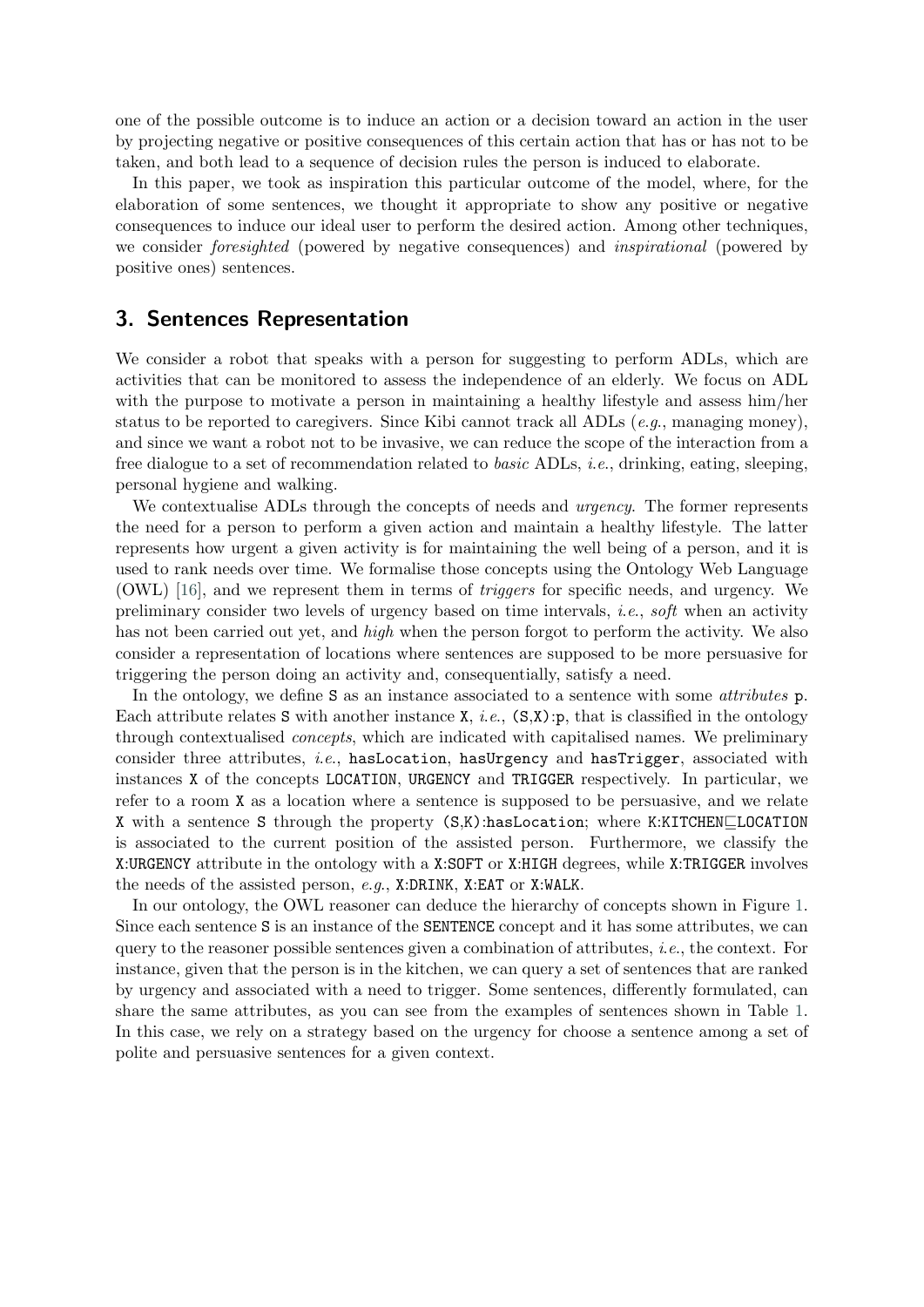one of the possible outcome is to induce an action or a decision toward an action in the user by projecting negative or positive consequences of this certain action that has or has not to be taken, and both lead to a sequence of decision rules the person is induced to elaborate.

In this paper, we took as inspiration this particular outcome of the model, where, for the elaboration of some sentences, we thought it appropriate to show any positive or negative consequences to induce our ideal user to perform the desired action. Among other techniques, we consider *foresighted* (powered by negative consequences) and *inspirational* (powered by positive ones) sentences.

## 3. Sentences Representation

We consider a robot that speaks with a person for suggesting to perform ADLs, which are activities that can be monitored to assess the independence of an elderly. We focus on ADL with the purpose to motivate a person in maintaining a healthy lifestyle and assess him/her status to be reported to caregivers. Since Kibi cannot track all ADLs (*e.g.*, managing money), and since we want a robot not to be invasive, we can reduce the scope of the interaction from a free dialogue to a set of recommendation related to *basic* ADLs, *i.e.*, drinking, eating, sleeping, personal hygiene and walking.

We contextualise ADLs through the concepts of needs and *urgency*. The former represents the need for a person to perform a given action and maintain a healthy lifestyle. The latter represents how urgent a given activity is for maintaining the well being of a person, and it is used to rank needs over time. We formalise those concepts using the Ontology Web Language (OWL) [16], and we represent them in terms of *triggers* for specific needs, and urgency. We preliminary consider two levels of urgency based on time intervals, *i.e.*, *soft* when an activity has not been carried out yet, and *high* when the person forgot to perform the activity. We also consider a representation of locations where sentences are supposed to be more persuasive for triggering the person doing an activity and, consequentially, satisfy a need.

In the ontology, we define `S` as an instance associated to a sentence with some *attributes* `p`. Each attribute relates `S` with another instance `X`, *i.e.*, `(S,X)`:`p`, that is classified in the ontology through contextualised *concepts*, which are indicated with capitalised names. We preliminarly consider three attributes, *i.e.*, `hasLocation`, `hasUrgency` and `hasTrigger`, associated with instances `X` of the concepts `LOCATION`, `URGENCY` and `TRIGGER` respectively. In particular, we refer to a room `X` as a location where a sentence is supposed to be persuasive, and we relate `X` with a sentence `S` through the property `(S,K)`:`hasLocation`; where `K`:`KITCHEN`$\sqsubseteq$`LOCATION` is associated to the current position of the assisted person. Furthermore, we classify the `X`:`URGENCY` attribute in the ontology with a `X`:`SOFT` or `X`:`HIGH` degrees, while `X`:`TRIGGER` involves the needs of the assisted person, *e.g.*, `X`:`DRINK`, `X`:`EAT` or `X`:`WALK`.

In our ontology, the OWL reasoner can deduce the hierarchy of concepts shown in Figure 1. Since each sentence `S` is an instance of the `SENTENCE` concept and it has some attributes, we can query to the reasoner possible sentences given a combination of attributes, *i.e.*, the context. For instance, given that the person is in the kitchen, we can query a set of sentences that are ranked by urgency and associated with a need to trigger. Some sentences, differently formulated, can share the same attributes, as you can see from the examples of sentences shown in Table 1. In this case, we rely on a strategy based on the urgency for choose a sentence among a set of polite and persuasive sentences for a given context.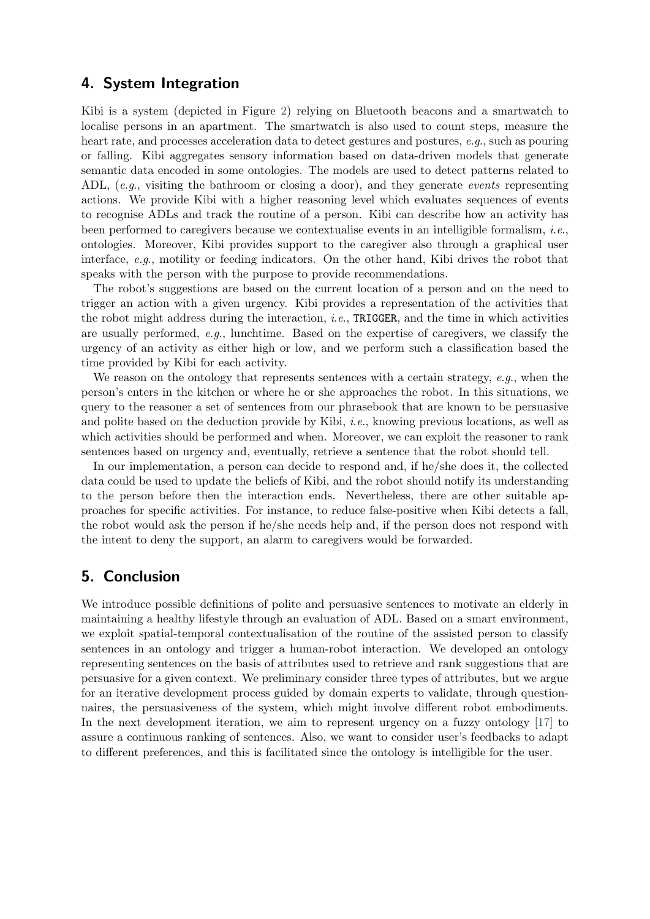## 4. System Integration

Kibi is a system (depicted in Figure 2) relying on Bluetooth beacons and a smartwatch to localise persons in an apartment. The smartwatch is also used to count steps, measure the heart rate, and processes acceleration data to detect gestures and postures, *e.g.*, such as pouring or falling. Kibi aggregates sensory information based on data-driven models that generate semantic data encoded in some ontologies. The models are used to detect patterns related to ADL, (*e.g.*, visiting the bathroom or closing a door), and they generate *events* representing actions. We provide Kibi with a higher reasoning level which evaluates sequences of events to recognise ADLs and track the routine of a person. Kibi can describe how an activity has been performed to caregivers because we contextualise events in an intelligible formalism, *i.e.*, ontologies. Moreover, Kibi provides support to the caregiver also through a graphical user interface, *e.g.*, motility or feeding indicators. On the other hand, Kibi drives the robot that speaks with the person with the purpose to provide recommendations.

The robot's suggestions are based on the current location of a person and on the need to trigger an action with a given urgency. Kibi provides a representation of the activities that the robot might address during the interaction, *i.e.*, `TRIGGER`, and the time in which activities are usually performed, *e.g.*, lunchtime. Based on the expertise of caregivers, we classify the urgency of an activity as either high or low, and we perform such a classification based the time provided by Kibi for each activity.

We reason on the ontology that represents sentences with a certain strategy, *e.g.*, when the person's enters in the kitchen or where he or she approaches the robot. In this situations, we query to the reasoner a set of sentences from our phrasebook that are known to be persuasive and polite based on the deduction provide by Kibi, *i.e.*, knowing previous locations, as well as which activities should be performed and when. Moreover, we can exploit the reasoner to rank sentences based on urgency and, eventually, retrieve a sentence that the robot should tell.

In our implementation, a person can decide to respond and, if he/she does it, the collected data could be used to update the beliefs of Kibi, and the robot should notify its understanding to the person before then the interaction ends. Nevertheless, there are other suitable approaches for specific activities. For instance, to reduce false-positive when Kibi detects a fall, the robot would ask the person if he/she needs help and, if the person does not respond with the intent to deny the support, an alarm to caregivers would be forwarded.

## 5. Conclusion

We introduce possible definitions of polite and persuasive sentences to motivate an elderly in maintaining a healthy lifestyle through an evaluation of ADL. Based on a smart environment, we exploit spatial-temporal contextualisation of the routine of the assisted person to classify sentences in an ontology and trigger a human-robot interaction. We developed an ontology representing sentences on the basis of attributes used to retrieve and rank suggestions that are persuasive for a given context. We preliminary consider three types of attributes, but we argue for an iterative development process guided by domain experts to validate, through questionnaires, the persuasiveness of the system, which might involve different robot embodiments. In the next development iteration, we aim to represent urgency on a fuzzy ontology [17] to assure a continuous ranking of sentences. Also, we want to consider user's feedbacks to adapt to different preferences, and this is facilitated since the ontology is intelligible for the user.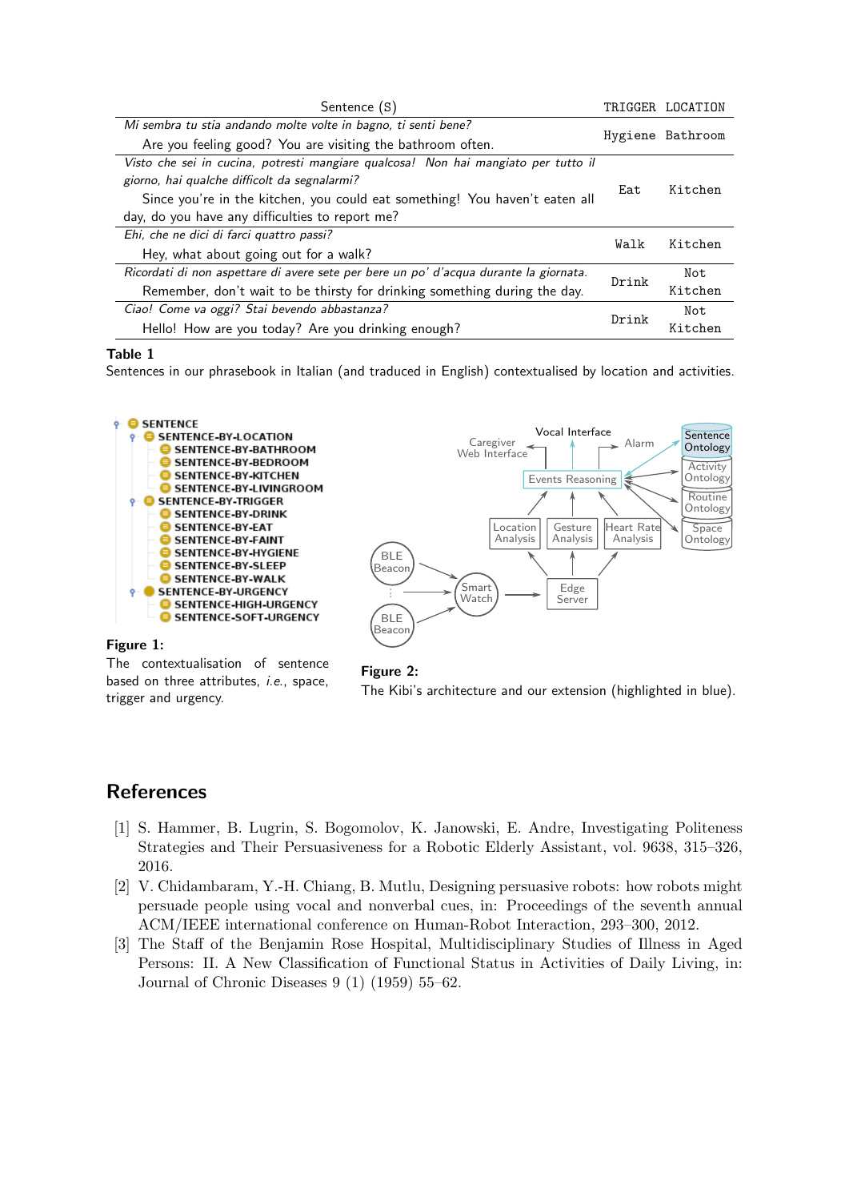| Sentence (S) | TRIGGER | LOCATION |
|---|---|---|
| *Mi sembra tu stia andando molte volte in bagno, ti senti bene?* Are you feeling good? You are visiting the bathroom often. | Hygiene | Bathroom |
| *Visto che sei in cucina, potresti mangiare qualcosa! Non hai mangiato per tutto il giorno, hai qualche difficolt da segnalarmi?* Since you're in the kitchen, you could eat something! You haven't eaten all day, do you have any difficulties to report me? | Eat | Kitchen |
| *Ehi, che ne dici di farci quattro passi?* Hey, what about going out for a walk? | Walk | Kitchen |
| *Ricordati di non aspettare di avere sete per bere un po' d'acqua durante la giornata.* Remember, don't wait to be thirsty for drinking something during the day. | Drink | Not Kitchen |
| *Ciao! Come va oggi? Stai bevendo abbastanza?* Hello! How are you today? Are you drinking enough? | Drink | Not Kitchen |

**Table 1**
Sentences in our phrasebook in Italian (and traduced in English) contextualised by location and activities.

- SENTENCE
  - SENTENCE-BY-LOCATION
    - SENTENCE-BY-BATHROOM
    - SENTENCE-BY-BEDROOM
    - SENTENCE-BY-KITCHEN
    - SENTENCE-BY-LIVINGROOM
  - SENTENCE-BY-TRIGGER
    - SENTENCE-BY-DRINK
    - SENTENCE-BY-EAT
    - SENTENCE-BY-FAINT
    - SENTENCE-BY-HYGIENE
    - SENTENCE-BY-SLEEP
    - SENTENCE-BY-WALK
  - SENTENCE-BY-URGENCY
    - SENTENCE-HIGH-URGENCY
    - SENTENCE-SOFT-URGENCY

**Figure 1:**
The contextualisation of sentence based on three attributes, *i.e.*, space, trigger and urgency.

**Figure 2:**
The Kibi's architecture and our extension (highlighted in blue).

## References

[1] S. Hammer, B. Lugrin, S. Bogomolov, K. Janowski, E. Andre, Investigating Politeness Strategies and Their Persuasiveness for a Robotic Elderly Assistant, vol. 9638, 315–326, 2016.

[2] V. Chidambaram, Y.-H. Chiang, B. Mutlu, Designing persuasive robots: how robots might persuade people using vocal and nonverbal cues, in: Proceedings of the seventh annual ACM/IEEE international conference on Human-Robot Interaction, 293–300, 2012.

[3] The Staff of the Benjamin Rose Hospital, Multidisciplinary Studies of Illness in Aged Persons: II. A New Classification of Functional Status in Activities of Daily Living, in: Journal of Chronic Diseases 9 (1) (1959) 55–62.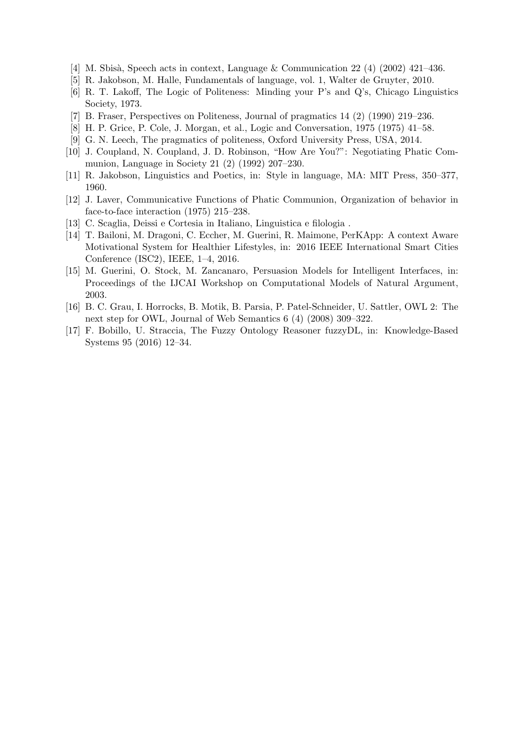[4] M. Sbisà, Speech acts in context, Language & Communication 22 (4) (2002) 421–436.

[5] R. Jakobson, M. Halle, Fundamentals of language, vol. 1, Walter de Gruyter, 2010.

[6] R. T. Lakoff, The Logic of Politeness: Minding your P's and Q's, Chicago Linguistics Society, 1973.

[7] B. Fraser, Perspectives on Politeness, Journal of pragmatics 14 (2) (1990) 219–236.

[8] H. P. Grice, P. Cole, J. Morgan, et al., Logic and Conversation, 1975 (1975) 41–58.

[9] G. N. Leech, The pragmatics of politeness, Oxford University Press, USA, 2014.

[10] J. Coupland, N. Coupland, J. D. Robinson, "How Are You?": Negotiating Phatic Communion, Language in Society 21 (2) (1992) 207–230.

[11] R. Jakobson, Linguistics and Poetics, in: Style in language, MA: MIT Press, 350–377, 1960.

[12] J. Laver, Communicative Functions of Phatic Communion, Organization of behavior in face-to-face interaction (1975) 215–238.

[13] C. Scaglia, Deissi e Cortesia in Italiano, Linguistica e filologia .

[14] T. Bailoni, M. Dragoni, C. Eccher, M. Guerini, R. Maimone, PerKApp: A context Aware Motivational System for Healthier Lifestyles, in: 2016 IEEE International Smart Cities Conference (ISC2), IEEE, 1–4, 2016.

[15] M. Guerini, O. Stock, M. Zancanaro, Persuasion Models for Intelligent Interfaces, in: Proceedings of the IJCAI Workshop on Computational Models of Natural Argument, 2003.

[16] B. C. Grau, I. Horrocks, B. Motik, B. Parsia, P. Patel-Schneider, U. Sattler, OWL 2: The next step for OWL, Journal of Web Semantics 6 (4) (2008) 309–322.

[17] F. Bobillo, U. Straccia, The Fuzzy Ontology Reasoner fuzzyDL, in: Knowledge-Based Systems 95 (2016) 12–34.